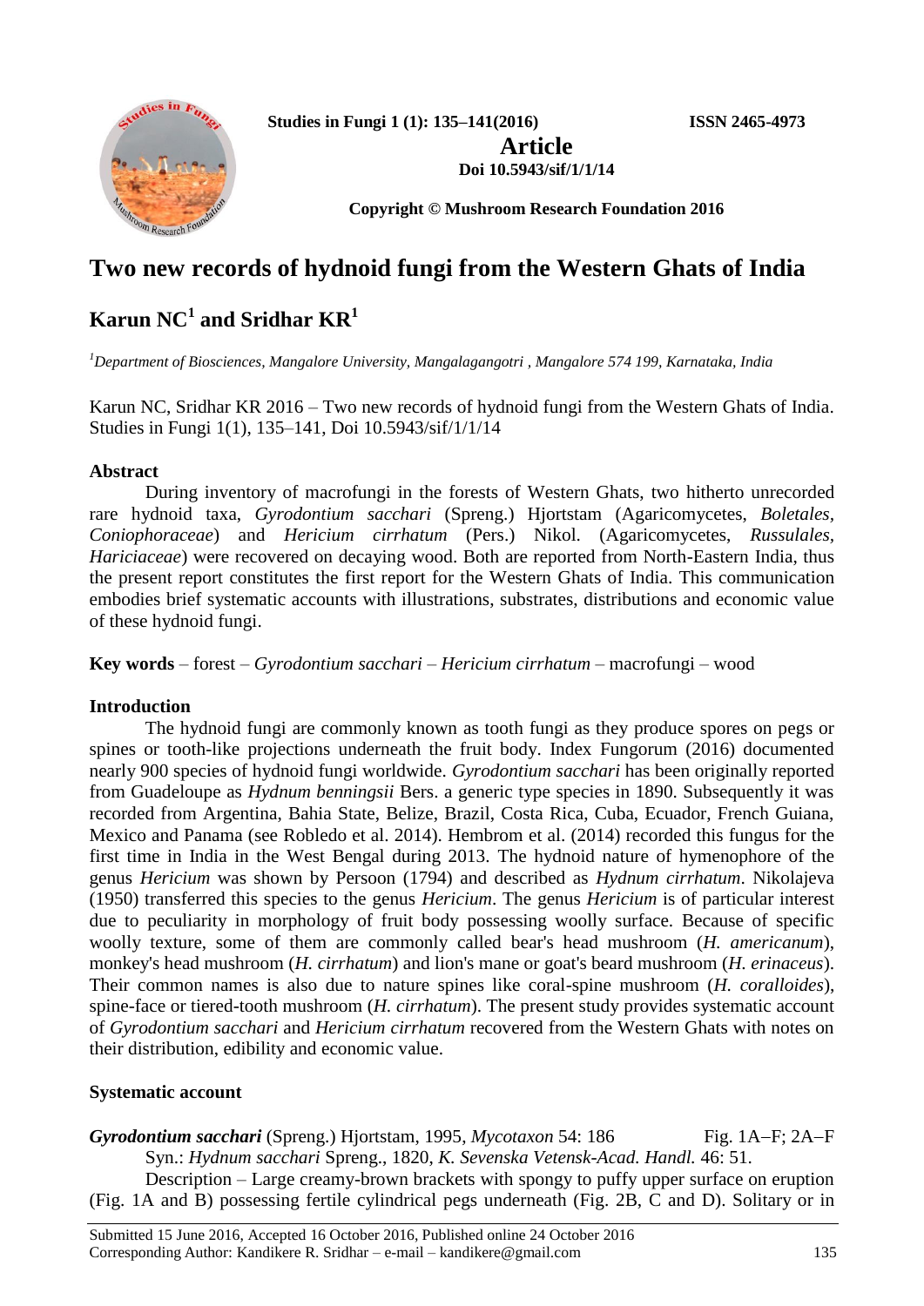Studies in Fungi 1 (1): 135–141(2016) ISSN 2465-4973

**Article**

**Doi 10.5943/sif/1/1/14**

**Copyright © Mushroom Research Foundation 2016**

# Two new records of hydnoid fungi from the Western Ghats of India

## Karun NC[1] and Sridhar KR[1]

[1]*Department of Biosciences, Mangalore University, Mangalagangotri , Mangalore 574 199, Karnataka, India*

Karun NC, Sridhar KR 2016 – Two new records of hydnoid fungi from the Western Ghats of India. Studies in Fungi 1(1), 135–141, Doi 10.5943/sif/1/1/14

### Abstract

During inventory of macrofungi in the forests of Western Ghats, two hitherto unrecorded rare hydnoid taxa, *Gyrodontium sacchari* (Spreng.) Hjortstam (Agaricomycetes, *Boletales*, *Coniophoraceae*) and *Hericium cirrhatum* (Pers.) Nikol. (Agaricomycetes, *Russulales*, *Hariciaceae*) were recovered on decaying wood. Both are reported from North-Eastern India, thus the present report constitutes the first report for the Western Ghats of India. This communication embodies brief systematic accounts with illustrations, substrates, distributions and economic value of these hydnoid fungi.

**Key words** – forest – *Gyrodontium sacchari* – *Hericium cirrhatum* – macrofungi – wood

### Introduction

The hydnoid fungi are commonly known as tooth fungi as they produce spores on pegs or spines or tooth-like projections underneath the fruit body. Index Fungorum (2016) documented nearly 900 species of hydnoid fungi worldwide. *Gyrodontium sacchari* has been originally reported from Guadeloupe as *Hydnum benningsii* Bers. a generic type species in 1890. Subsequently it was recorded from Argentina, Bahia State, Belize, Brazil, Costa Rica, Cuba, Ecuador, French Guiana, Mexico and Panama (see Robledo et al. 2014). Hembrom et al. (2014) recorded this fungus for the first time in India in the West Bengal during 2013. The hydnoid nature of hymenophore of the genus *Hericium* was shown by Persoon (1794) and described as *Hydnum cirrhatum*. Nikolajeva (1950) transferred this species to the genus *Hericium*. The genus *Hericium* is of particular interest due to peculiarity in morphology of fruit body possessing woolly surface. Because of specific woolly texture, some of them are commonly called bear's head mushroom (*H. americanum*), monkey's head mushroom (*H. cirrhatum*) and lion's mane or goat's beard mushroom (*H. erinaceus*). Their common names is also due to nature spines like coral-spine mushroom (*H. coralloides*), spine-face or tiered-tooth mushroom (*H. cirrhatum*). The present study provides systematic account of *Gyrodontium sacchari* and *Hericium cirrhatum* recovered from the Western Ghats with notes on their distribution, edibility and economic value.

### Systematic account

***Gyrodontium sacchari*** (Spreng.) Hjortstam, 1995, *Mycotaxon* 54: 186 Fig. 1A–F; 2A–F

Syn.: *Hydnum sacchari* Spreng., 1820, *K. Sevenska Vetensk-Acad. Handl.* 46: 51.

Description – Large creamy-brown brackets with spongy to puffy upper surface on eruption (Fig. 1A and B) possessing fertile cylindrical pegs underneath (Fig. 2B, C and D). Solitary or in

Submitted 15 June 2016, Accepted 16 October 2016, Published online 24 October 2016
Corresponding Author: Kandikere R. Sridhar – e-mail – kandikere@gmail.com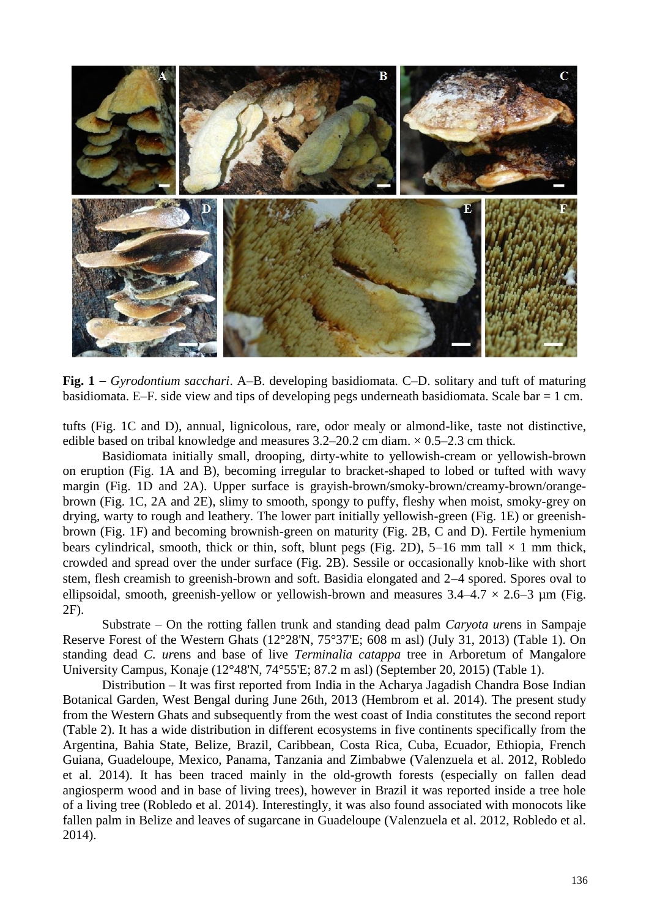**Fig. 1** – *Gyrodontium sacchari*. A–B. developing basidiomata. C–D. solitary and tuft of maturing basidiomata. E–F. side view and tips of developing pegs underneath basidiomata. Scale bar = 1 cm.

tufts (Fig. 1C and D), annual, lignicolous, rare, odor mealy or almond-like, taste not distinctive, edible based on tribal knowledge and measures 3.2–20.2 cm diam. × 0.5–2.3 cm thick.

Basidiomata initially small, drooping, dirty-white to yellowish-cream or yellowish-brown on eruption (Fig. 1A and B), becoming irregular to bracket-shaped to lobed or tufted with wavy margin (Fig. 1D and 2A). Upper surface is grayish-brown/smoky-brown/creamy-brown/orange-brown (Fig. 1C, 2A and 2E), slimy to smooth, spongy to puffy, fleshy when moist, smoky-grey on drying, warty to rough and leathery. The lower part initially yellowish-green (Fig. 1E) or greenish-brown (Fig. 1F) and becoming brownish-green on maturity (Fig. 2B, C and D). Fertile hymenium bears cylindrical, smooth, thick or thin, soft, blunt pegs (Fig. 2D), 5–16 mm tall × 1 mm thick, crowded and spread over the under surface (Fig. 2B). Sessile or occasionally knob-like with short stem, flesh creamish to greenish-brown and soft. Basidia elongated and 2–4 spored. Spores oval to ellipsoidal, smooth, greenish-yellow or yellowish-brown and measures 3.4–4.7 × 2.6–3 µm (Fig. 2F).

Substrate – On the rotting fallen trunk and standing dead palm *Caryota ur*ens in Sampaje Reserve Forest of the Western Ghats (12°28'N, 75°37'E; 608 m asl) (July 31, 2013) (Table 1). On standing dead *C. ur*ens and base of live *Terminalia catappa* tree in Arboretum of Mangalore University Campus, Konaje (12°48'N, 74°55'E; 87.2 m asl) (September 20, 2015) (Table 1).

Distribution – It was first reported from India in the Acharya Jagadish Chandra Bose Indian Botanical Garden, West Bengal during June 26th, 2013 (Hembrom et al. 2014). The present study from the Western Ghats and subsequently from the west coast of India constitutes the second report (Table 2). It has a wide distribution in different ecosystems in five continents specifically from the Argentina, Bahia State, Belize, Brazil, Caribbean, Costa Rica, Cuba, Ecuador, Ethiopia, French Guiana, Guadeloupe, Mexico, Panama, Tanzania and Zimbabwe (Valenzuela et al. 2012, Robledo et al. 2014). It has been traced mainly in the old-growth forests (especially on fallen dead angiosperm wood and in base of living trees), however in Brazil it was reported inside a tree hole of a living tree (Robledo et al. 2014). Interestingly, it was also found associated with monocots like fallen palm in Belize and leaves of sugarcane in Guadeloupe (Valenzuela et al. 2012, Robledo et al. 2014).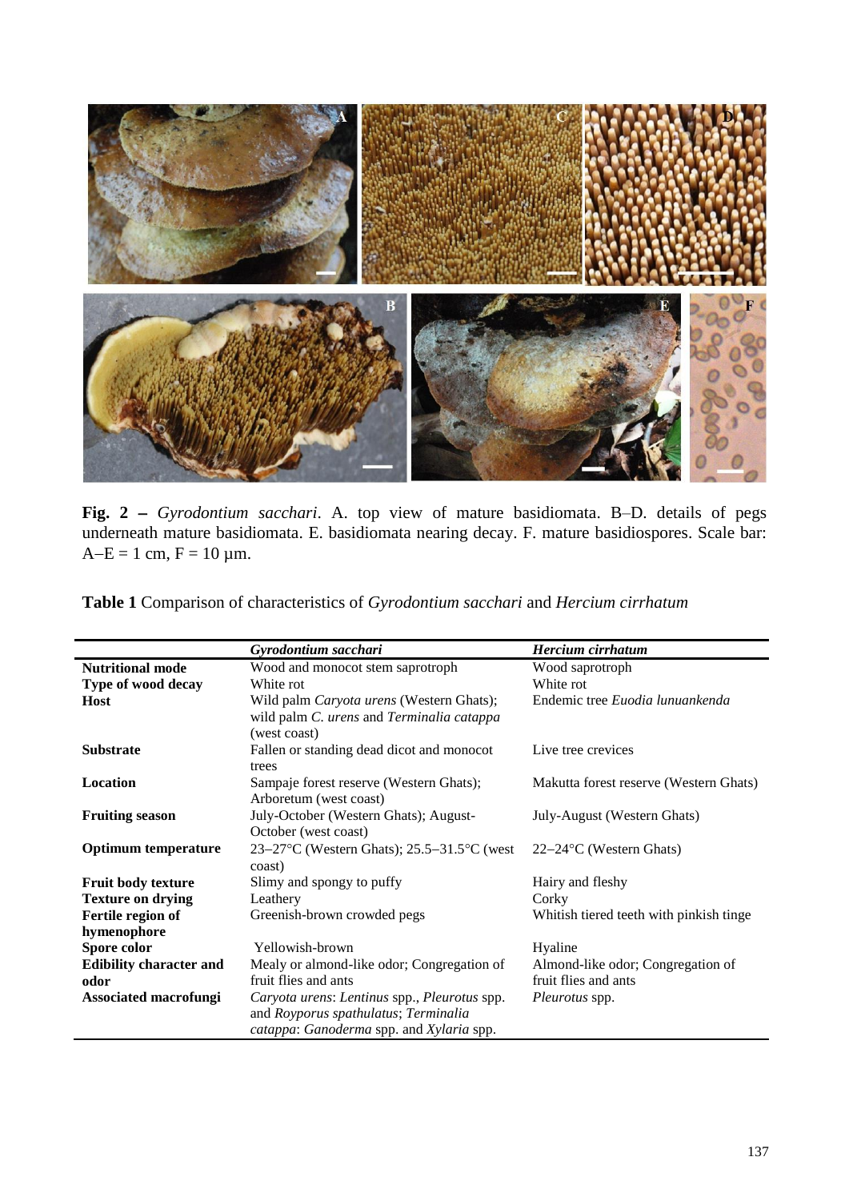**Fig. 2 –** *Gyrodontium sacchari*. A. top view of mature basidiomata. B–D. details of pegs underneath mature basidiomata. E. basidiomata nearing decay. F. mature basidiospores. Scale bar: A–E = 1 cm, F = 10 µm.

**Table 1** Comparison of characteristics of *Gyrodontium sacchari* and *Hercium cirrhatum*

| | ***Gyrodontium sacchari*** | ***Hercium cirrhatum*** |
|---|---|---|
| **Nutritional mode** | Wood and monocot stem saprotroph | Wood saprotroph |
| **Type of wood decay** | White rot | White rot |
| **Host** | Wild palm *Caryota urens* (Western Ghats); wild palm *C. urens* and *Terminalia catappa* (west coast) | Endemic tree *Euodia lunuankenda* |
| **Substrate** | Fallen or standing dead dicot and monocot trees | Live tree crevices |
| **Location** | Sampaje forest reserve (Western Ghats); Arboretum (west coast) | Makutta forest reserve (Western Ghats) |
| **Fruiting season** | July-October (Western Ghats); August-October (west coast) | July-August (Western Ghats) |
| **Optimum temperature** | 23–27°C (Western Ghats); 25.5–31.5°C (west coast) | 22–24°C (Western Ghats) |
| **Fruit body texture** | Slimy and spongy to puffy | Hairy and fleshy |
| **Texture on drying** | Leathery | Corky |
| **Fertile region of hymenophore** | Greenish-brown crowded pegs | Whitish tiered teeth with pinkish tinge |
| **Spore color** | Yellowish-brown | Hyaline |
| **Edibility character and odor** | Mealy or almond-like odor; Congregation of fruit flies and ants | Almond-like odor; Congregation of fruit flies and ants |
| **Associated macrofungi** | *Caryota urens*: *Lentinus* spp., *Pleurotus* spp. and *Royporus spathulatus*; *Terminalia catappa*: *Ganoderma* spp. and *Xylaria* spp. | *Pleurotus* spp. |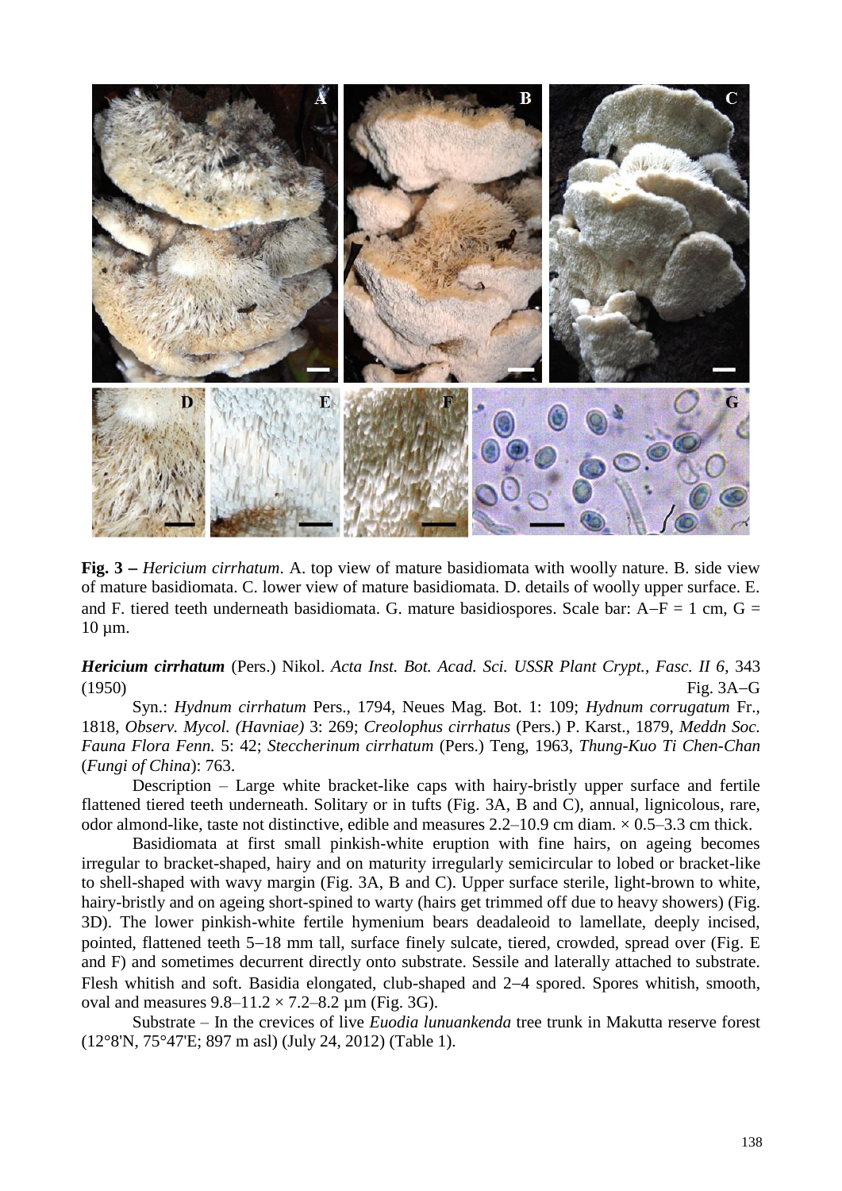**Fig. 3 –** *Hericium cirrhatum*. A. top view of mature basidiomata with woolly nature. B. side view of mature basidiomata. C. lower view of mature basidiomata. D. details of woolly upper surface. E. and F. tiered teeth underneath basidiomata. G. mature basidiospores. Scale bar: A–F = 1 cm, G = 10 µm.

***Hericium cirrhatum*** (Pers.) Nikol. *Acta Inst. Bot. Acad. Sci. USSR Plant Crypt., Fasc. II 6*, 343 (1950) Fig. 3A–G

Syn.: *Hydnum cirrhatum* Pers., 1794, Neues Mag. Bot. 1: 109; *Hydnum corrugatum* Fr., 1818, *Observ. Mycol. (Havniae)* 3: 269; *Creolophus cirrhatus* (Pers.) P. Karst., 1879, *Meddn Soc. Fauna Flora Fenn.* 5: 42; *Steccherinum cirrhatum* (Pers.) Teng, 1963, *Thung-Kuo Ti Chen-Chan* (*Fungi of China*): 763.

Description – Large white bracket-like caps with hairy-bristly upper surface and fertile flattened tiered teeth underneath. Solitary or in tufts (Fig. 3A, B and C), annual, lignicolous, rare, odor almond-like, taste not distinctive, edible and measures 2.2–10.9 cm diam. × 0.5–3.3 cm thick.

Basidiomata at first small pinkish-white eruption with fine hairs, on ageing becomes irregular to bracket-shaped, hairy and on maturity irregularly semicircular to lobed or bracket-like to shell-shaped with wavy margin (Fig. 3A, B and C). Upper surface sterile, light-brown to white, hairy-bristly and on ageing short-spined to warty (hairs get trimmed off due to heavy showers) (Fig. 3D). The lower pinkish-white fertile hymenium bears deadaleoid to lamellate, deeply incised, pointed, flattened teeth 5–18 mm tall, surface finely sulcate, tiered, crowded, spread over (Fig. E and F) and sometimes decurrent directly onto substrate. Sessile and laterally attached to substrate. Flesh whitish and soft. Basidia elongated, club-shaped and 2–4 spored. Spores whitish, smooth, oval and measures 9.8–11.2 × 7.2–8.2 µm (Fig. 3G).

Substrate – In the crevices of live *Euodia lunuankenda* tree trunk in Makutta reserve forest (12°8'N, 75°47'E; 897 m asl) (July 24, 2012) (Table 1).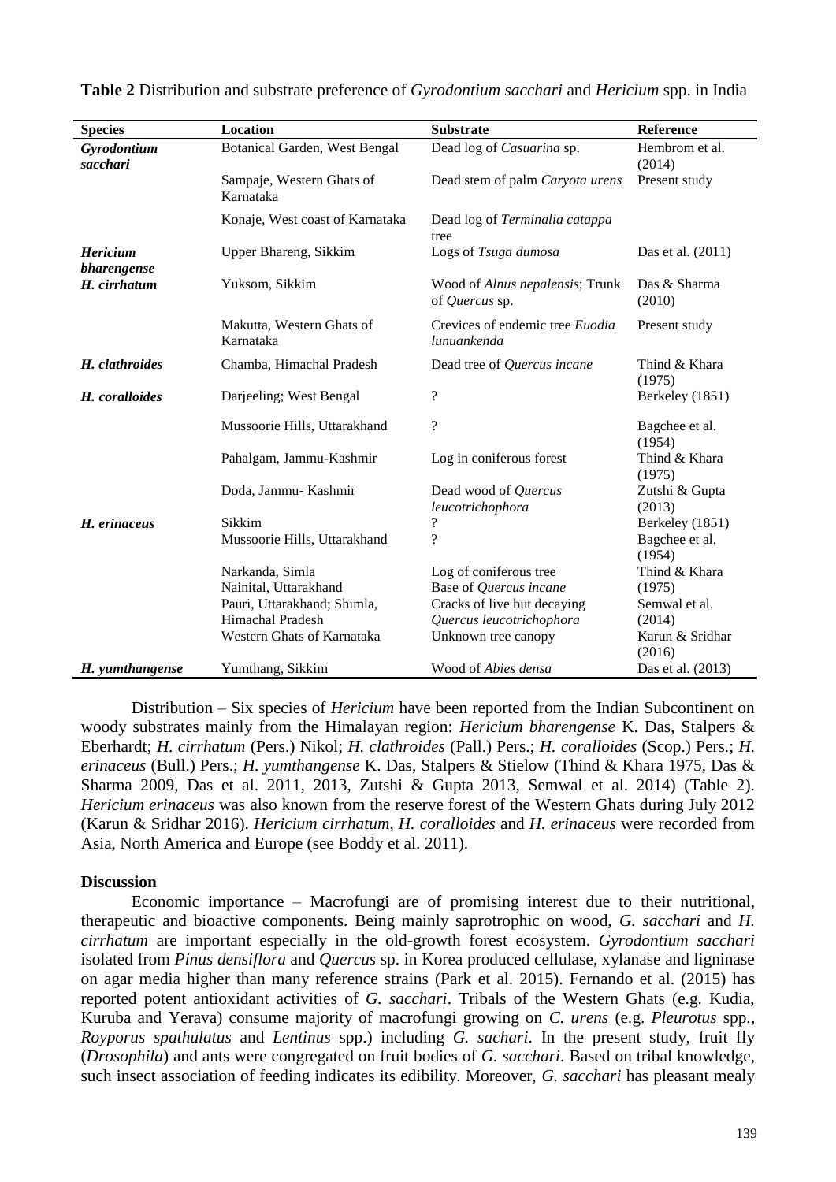**Table 2** Distribution and substrate preference of *Gyrodontium sacchari* and *Hericium* spp. in India

| Species | Location | Substrate | Reference |
|---|---|---|---|
| ***Gyrodontium sacchari*** | Botanical Garden, West Bengal | Dead log of *Casuarina* sp. | Hembrom et al. (2014) |
| | Sampaje, Western Ghats of Karnataka | Dead stem of palm *Caryota urens* | Present study |
| | Konaje, West coast of Karnataka | Dead log of *Terminalia catappa* tree | |
| ***Hericium bharengense*** | Upper Bhareng, Sikkim | Logs of *Tsuga dumosa* | Das et al. (2011) |
| ***H. cirrhatum*** | Yuksom, Sikkim | Wood of *Alnus nepalensis*; Trunk of *Quercus* sp. | Das & Sharma (2010) |
| | Makutta, Western Ghats of Karnataka | Crevices of endemic tree *Euodia lunuankenda* | Present study |
| ***H. clathroides*** | Chamba, Himachal Pradesh | Dead tree of *Quercus incane* | Thind & Khara (1975) |
| ***H. coralloides*** | Darjeeling; West Bengal | ? | Berkeley (1851) |
| | Mussoorie Hills, Uttarakhand | ? | Bagchee et al. (1954) |
| | Pahalgam, Jammu-Kashmir | Log in coniferous forest | Thind & Khara (1975) |
| | Doda, Jammu- Kashmir | Dead wood of *Quercus leucotrichophora* | Zutshi & Gupta (2013) |
| ***H. erinaceus*** | Sikkim | ? | Berkeley (1851) |
| | Mussoorie Hills, Uttarakhand | ? | Bagchee et al. (1954) |
| | Narkanda, Simla | Log of coniferous tree | Thind & Khara |
| | Nainital, Uttarakhand | Base of *Quercus incane* | (1975) |
| | Pauri, Uttarakhand; Shimla, | Cracks of live but decaying | Semwal et al. |
| | Himachal Pradesh | *Quercus leucotrichophora* | (2014) |
| | Western Ghats of Karnataka | Unknown tree canopy | Karun & Sridhar (2016) |
| ***H. yumthangense*** | Yumthang, Sikkim | Wood of *Abies densa* | Das et al. (2013) |

Distribution – Six species of *Hericium* have been reported from the Indian Subcontinent on woody substrates mainly from the Himalayan region: *Hericium bharengense* K. Das, Stalpers & Eberhardt; *H. cirrhatum* (Pers.) Nikol; *H. clathroides* (Pall.) Pers.; *H. coralloides* (Scop.) Pers.; *H. erinaceus* (Bull.) Pers.; *H. yumthangense* K. Das, Stalpers & Stielow (Thind & Khara 1975, Das & Sharma 2009, Das et al. 2011, 2013, Zutshi & Gupta 2013, Semwal et al. 2014) (Table 2). *Hericium erinaceus* was also known from the reserve forest of the Western Ghats during July 2012 (Karun & Sridhar 2016). *Hericium cirrhatum*, *H. coralloides* and *H. erinaceus* were recorded from Asia, North America and Europe (see Boddy et al. 2011).

## Discussion

Economic importance – Macrofungi are of promising interest due to their nutritional, therapeutic and bioactive components. Being mainly saprotrophic on wood, *G. sacchari* and *H. cirrhatum* are important especially in the old-growth forest ecosystem. *Gyrodontium sacchari* isolated from *Pinus densiflora* and *Quercus* sp. in Korea produced cellulase, xylanase and ligninase on agar media higher than many reference strains (Park et al. 2015). Fernando et al. (2015) has reported potent antioxidant activities of *G. sacchari*. Tribals of the Western Ghats (e.g. Kudia, Kuruba and Yerava) consume majority of macrofungi growing on *C. urens* (e.g. *Pleurotus* spp., *Royporus spathulatus* and *Lentinus* spp.) including *G. sachari*. In the present study, fruit fly (*Drosophila*) and ants were congregated on fruit bodies of *G. sacchari*. Based on tribal knowledge, such insect association of feeding indicates its edibility. Moreover, *G. sacchari* has pleasant mealy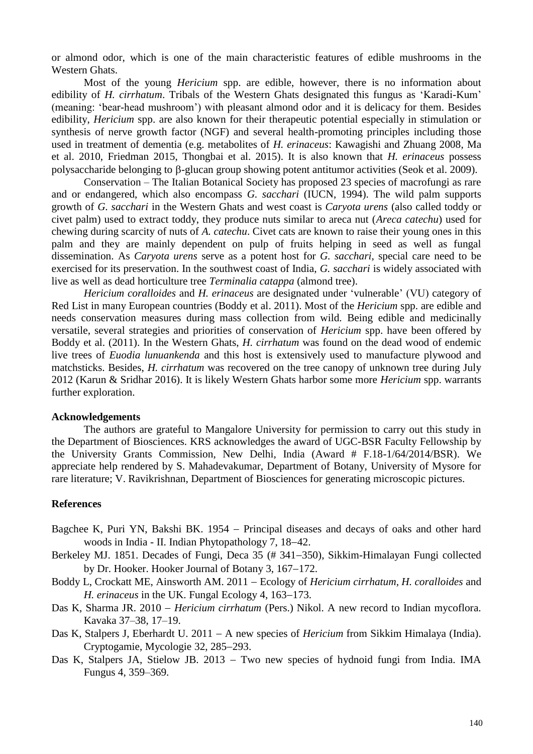or almond odor, which is one of the main characteristic features of edible mushrooms in the Western Ghats.

Most of the young *Hericium* spp. are edible, however, there is no information about edibility of *H. cirrhatum*. Tribals of the Western Ghats designated this fungus as 'Karadi-Kum' (meaning: 'bear-head mushroom') with pleasant almond odor and it is delicacy for them. Besides edibility, *Hericium* spp. are also known for their therapeutic potential especially in stimulation or synthesis of nerve growth factor (NGF) and several health-promoting principles including those used in treatment of dementia (e.g. metabolites of *H. erinaceus*: Kawagishi and Zhuang 2008, Ma et al. 2010, Friedman 2015, Thongbai et al. 2015). It is also known that *H. erinaceus* possess polysaccharide belonging to β-glucan group showing potent antitumor activities (Seok et al. 2009).

Conservation – The Italian Botanical Society has proposed 23 species of macrofungi as rare and or endangered, which also encompass *G. sacchari* (IUCN, 1994). The wild palm supports growth of *G. sacchari* in the Western Ghats and west coast is *Caryota urens* (also called toddy or civet palm) used to extract toddy, they produce nuts similar to areca nut (*Areca catechu*) used for chewing during scarcity of nuts of *A. catechu*. Civet cats are known to raise their young ones in this palm and they are mainly dependent on pulp of fruits helping in seed as well as fungal dissemination. As *Caryota urens* serve as a potent host for *G. sacchari*, special care need to be exercised for its preservation. In the southwest coast of India, *G. sacchari* is widely associated with live as well as dead horticulture tree *Terminalia catappa* (almond tree).

*Hericium coralloides* and *H. erinaceus* are designated under 'vulnerable' (VU) category of Red List in many European countries (Boddy et al. 2011). Most of the *Hericium* spp. are edible and needs conservation measures during mass collection from wild. Being edible and medicinally versatile, several strategies and priorities of conservation of *Hericium* spp. have been offered by Boddy et al. (2011). In the Western Ghats, *H. cirrhatum* was found on the dead wood of endemic live trees of *Euodia lunuankenda* and this host is extensively used to manufacture plywood and matchsticks. Besides, *H. cirrhatum* was recovered on the tree canopy of unknown tree during July 2012 (Karun & Sridhar 2016). It is likely Western Ghats harbor some more *Hericium* spp. warrants further exploration.

## Acknowledgements

The authors are grateful to Mangalore University for permission to carry out this study in the Department of Biosciences. KRS acknowledges the award of UGC-BSR Faculty Fellowship by the University Grants Commission, New Delhi, India (Award # F.18-1/64/2014/BSR). We appreciate help rendered by S. Mahadevakumar, Department of Botany, University of Mysore for rare literature; V. Ravikrishnan, Department of Biosciences for generating microscopic pictures.

## References

Bagchee K, Puri YN, Bakshi BK. 1954 – Principal diseases and decays of oaks and other hard woods in India - II. Indian Phytopathology 7, 18–42.

Berkeley MJ. 1851. Decades of Fungi, Deca 35 (# 341–350), Sikkim-Himalayan Fungi collected by Dr. Hooker. Hooker Journal of Botany 3, 167–172.

Boddy L, Crockatt ME, Ainsworth AM. 2011 – Ecology of *Hericium cirrhatum, H. coralloides* and *H. erinaceus* in the UK. Fungal Ecology 4, 163–173.

Das K, Sharma JR. 2010 – *Hericium cirrhatum* (Pers.) Nikol. A new record to Indian mycoflora. Kavaka 37–38, 17–19.

Das K, Stalpers J, Eberhardt U. 2011 – A new species of *Hericium* from Sikkim Himalaya (India). Cryptogamie, Mycologie 32, 285–293.

Das K, Stalpers JA, Stielow JB. 2013 – Two new species of hydnoid fungi from India. IMA Fungus 4, 359–369.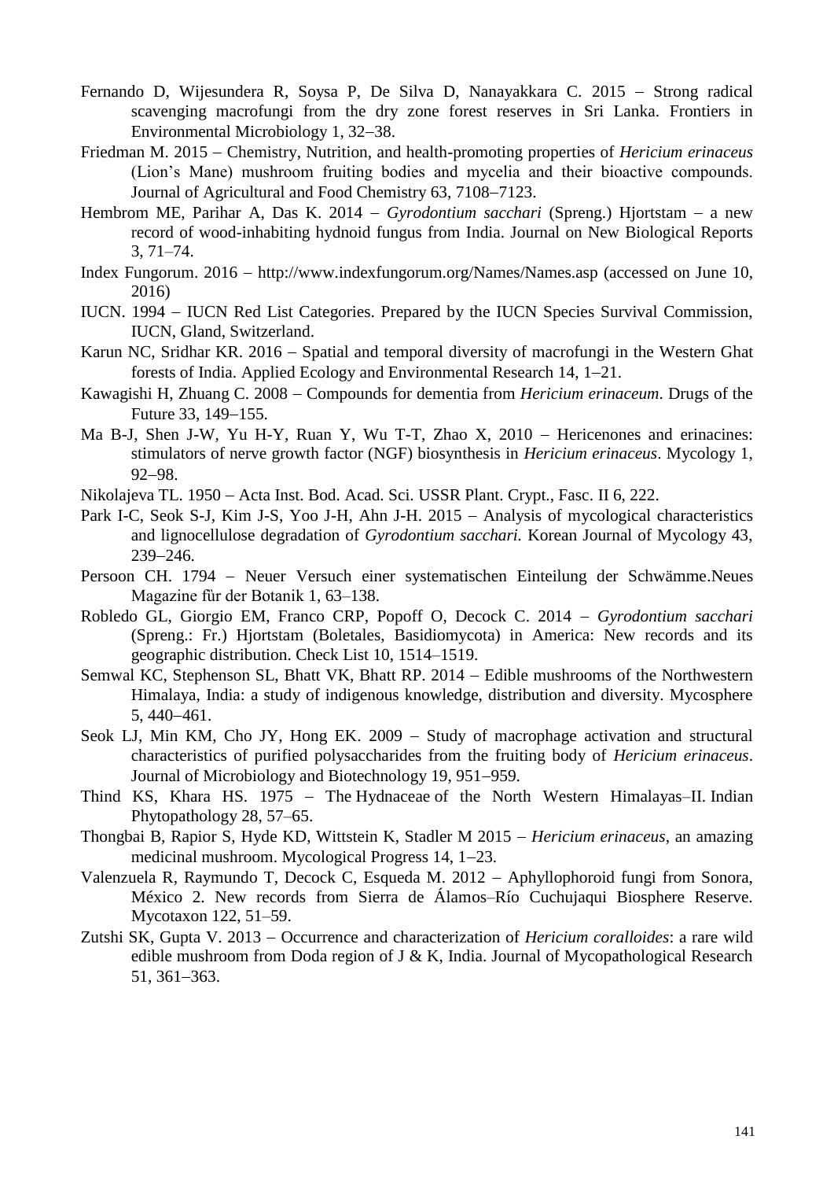Fernando D, Wijesundera R, Soysa P, De Silva D, Nanayakkara C. 2015 − Strong radical scavenging macrofungi from the dry zone forest reserves in Sri Lanka. Frontiers in Environmental Microbiology 1, 32−38.

Friedman M. 2015 − Chemistry, Nutrition, and health-promoting properties of *Hericium erinaceus* (Lion's Mane) mushroom fruiting bodies and mycelia and their bioactive compounds. Journal of Agricultural and Food Chemistry 63, 7108−7123.

Hembrom ME, Parihar A, Das K. 2014 − *Gyrodontium sacchari* (Spreng.) Hjortstam − a new record of wood-inhabiting hydnoid fungus from India. Journal on New Biological Reports 3, 71–74.

Index Fungorum. 2016 − http://www.indexfungorum.org/Names/Names.asp (accessed on June 10, 2016)

IUCN. 1994 − IUCN Red List Categories. Prepared by the IUCN Species Survival Commission, IUCN, Gland, Switzerland.

Karun NC, Sridhar KR. 2016 − Spatial and temporal diversity of macrofungi in the Western Ghat forests of India. Applied Ecology and Environmental Research 14, 1−21.

Kawagishi H, Zhuang C. 2008 − Compounds for dementia from *Hericium erinaceum*. Drugs of the Future 33, 149−155.

Ma B-J, Shen J-W, Yu H-Y, Ruan Y, Wu T-T, Zhao X, 2010 − Hericenones and erinacines: stimulators of nerve growth factor (NGF) biosynthesis in *Hericium erinaceus*. Mycology 1, 92−98.

Nikolajeva TL. 1950 − Acta Inst. Bod. Acad. Sci. USSR Plant. Crypt., Fasc. II 6, 222.

Park I-C, Seok S-J, Kim J-S, Yoo J-H, Ahn J-H. 2015 − Analysis of mycological characteristics and lignocellulose degradation of *Gyrodontium sacchari.* Korean Journal of Mycology 43, 239−246.

Persoon CH. 1794 − Neuer Versuch einer systematischen Einteilung der Schwämme.Neues Magazine fùr der Botanik 1, 63–138.

Robledo GL, Giorgio EM, Franco CRP, Popoff O, Decock C. 2014 − *Gyrodontium sacchari* (Spreng.: Fr.) Hjortstam (Boletales, Basidiomycota) in America: New records and its geographic distribution. Check List 10, 1514–1519.

Semwal KC, Stephenson SL, Bhatt VK, Bhatt RP. 2014 − Edible mushrooms of the Northwestern Himalaya, India: a study of indigenous knowledge, distribution and diversity. Mycosphere 5, 440−461.

Seok LJ, Min KM, Cho JY, Hong EK. 2009 − Study of macrophage activation and structural characteristics of purified polysaccharides from the fruiting body of *Hericium erinaceus*. Journal of Microbiology and Biotechnology 19, 951−959.

Thind KS, Khara HS. 1975 − The Hydnaceae of the North Western Himalayas–II. Indian Phytopathology 28, 57–65.

Thongbai B, Rapior S, Hyde KD, Wittstein K, Stadler M 2015 − *Hericium erinaceus*, an amazing medicinal mushroom. Mycological Progress 14, 1−23.

Valenzuela R, Raymundo T, Decock C, Esqueda M. 2012 − Aphyllophoroid fungi from Sonora, México 2. New records from Sierra de Álamos–Río Cuchujaqui Biosphere Reserve. Mycotaxon 122, 51–59.

Zutshi SK, Gupta V. 2013 − Occurrence and characterization of *Hericium coralloides*: a rare wild edible mushroom from Doda region of J & K, India. Journal of Mycopathological Research 51, 361−363.